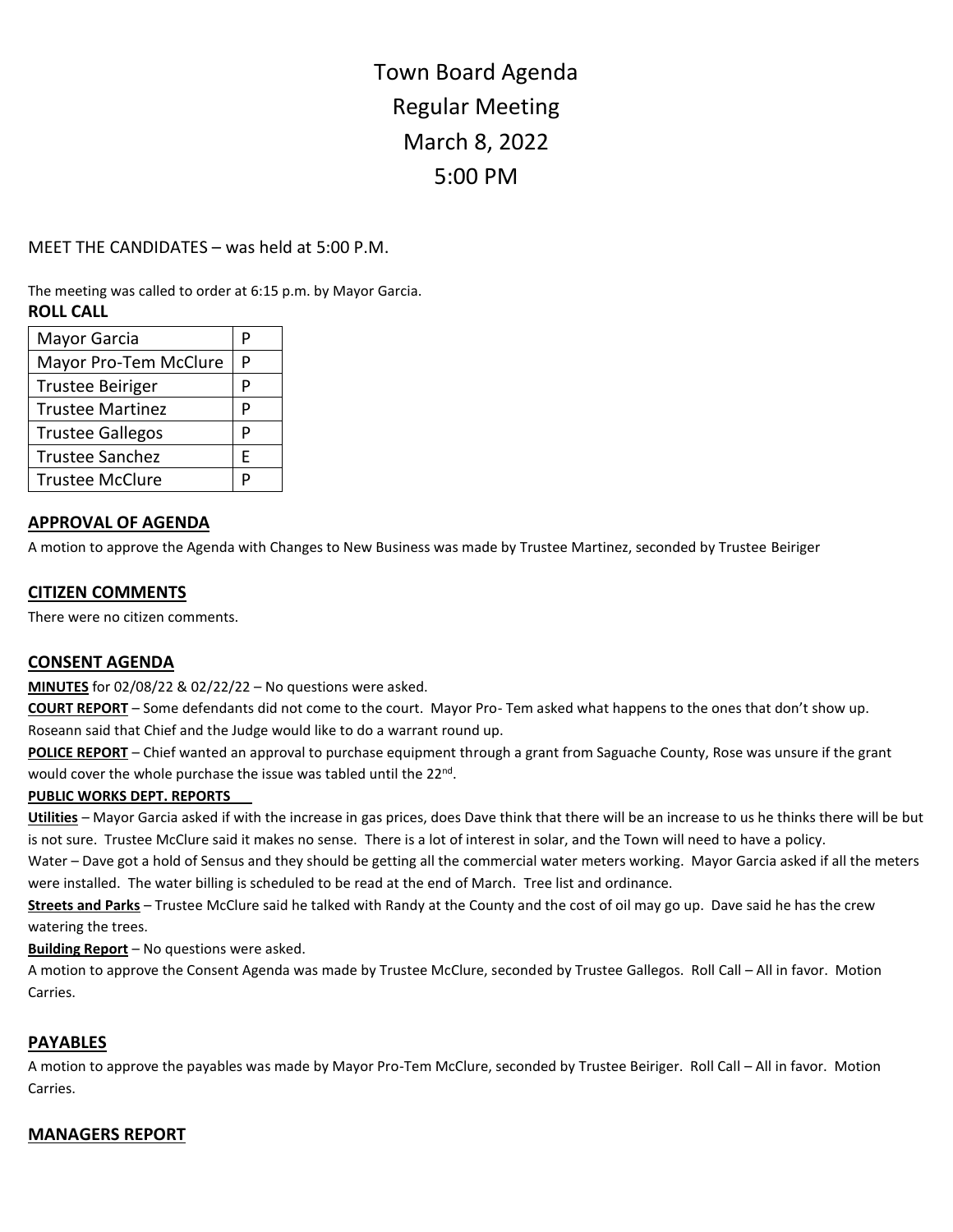# Town Board Agenda
# Regular Meeting
# March 8, 2022
# 5:00 PM

MEET THE CANDIDATES – was held at 5:00 P.M.

The meeting was called to order at 6:15 p.m. by Mayor Garcia.

**ROLL CALL**

| | |
|---|---|
| Mayor Garcia | P |
| Mayor Pro-Tem McClure | P |
| Trustee Beiriger | P |
| Trustee Martinez | P |
| Trustee Gallegos | P |
| Trustee Sanchez | E |
| Trustee McClure | P |

## APPROVAL OF AGENDA

A motion to approve the Agenda with Changes to New Business was made by Trustee Martinez, seconded by Trustee Beiriger

## CITIZEN COMMENTS

There were no citizen comments.

## CONSENT AGENDA

**MINUTES** for 02/08/22 & 02/22/22 – No questions were asked.

**COURT REPORT** – Some defendants did not come to the court. Mayor Pro- Tem asked what happens to the ones that don't show up. Roseann said that Chief and the Judge would like to do a warrant round up.

**POLICE REPORT** – Chief wanted an approval to purchase equipment through a grant from Saguache County, Rose was unsure if the grant would cover the whole purchase the issue was tabled until the 22nd.

**PUBLIC WORKS DEPT. REPORTS**

**Utilities** – Mayor Garcia asked if with the increase in gas prices, does Dave think that there will be an increase to us he thinks there will be but is not sure. Trustee McClure said it makes no sense. There is a lot of interest in solar, and the Town will need to have a policy.

Water – Dave got a hold of Sensus and they should be getting all the commercial water meters working. Mayor Garcia asked if all the meters were installed. The water billing is scheduled to be read at the end of March. Tree list and ordinance.

**Streets and Parks** – Trustee McClure said he talked with Randy at the County and the cost of oil may go up. Dave said he has the crew watering the trees.

**Building Report** – No questions were asked.

A motion to approve the Consent Agenda was made by Trustee McClure, seconded by Trustee Gallegos. Roll Call – All in favor. Motion Carries.

## PAYABLES

A motion to approve the payables was made by Mayor Pro-Tem McClure, seconded by Trustee Beiriger. Roll Call – All in favor. Motion Carries.

## MANAGERS REPORT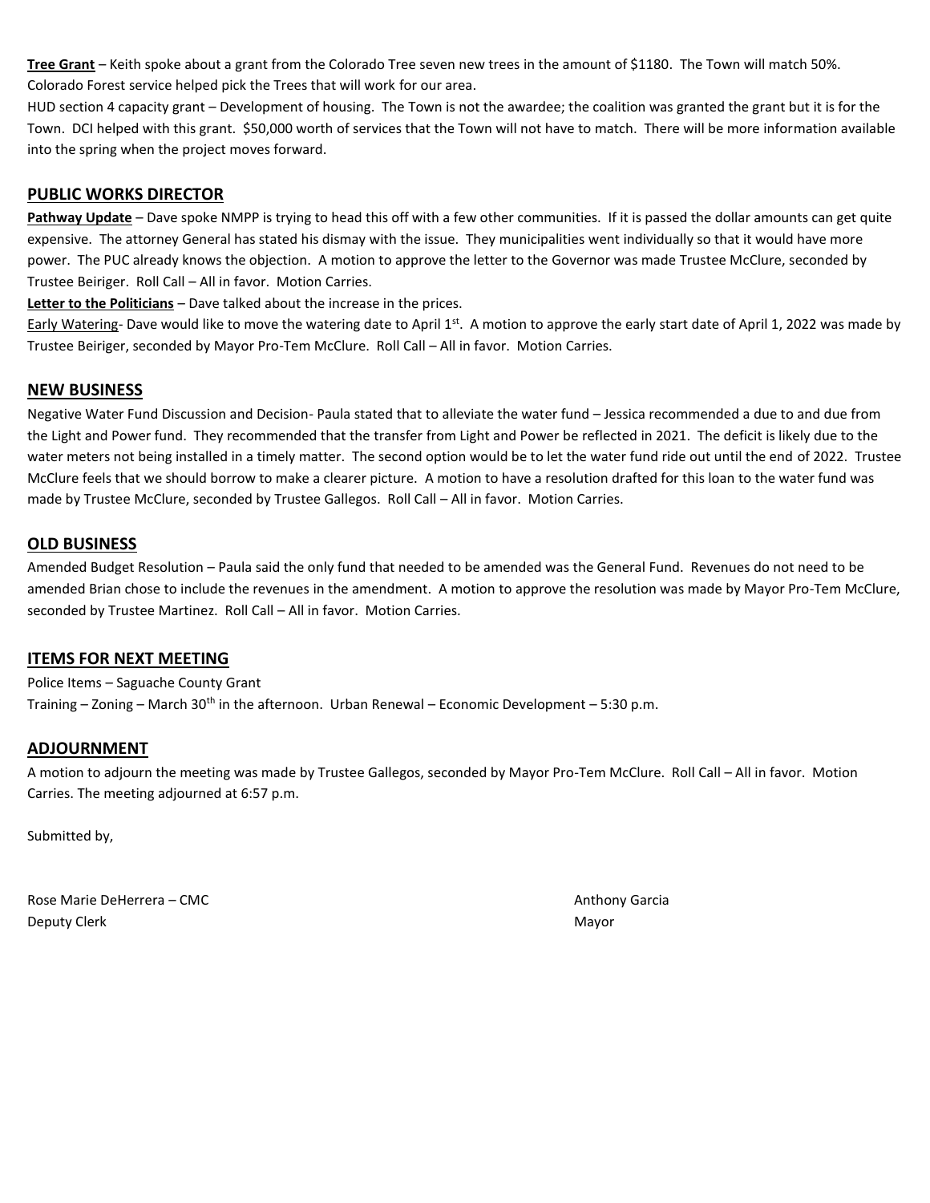**Tree Grant** – Keith spoke about a grant from the Colorado Tree seven new trees in the amount of $1180. The Town will match 50%. Colorado Forest service helped pick the Trees that will work for our area.

HUD section 4 capacity grant – Development of housing. The Town is not the awardee; the coalition was granted the grant but it is for the Town. DCI helped with this grant. $50,000 worth of services that the Town will not have to match. There will be more information available into the spring when the project moves forward.

## PUBLIC WORKS DIRECTOR

**Pathway Update** – Dave spoke NMPP is trying to head this off with a few other communities. If it is passed the dollar amounts can get quite expensive. The attorney General has stated his dismay with the issue. They municipalities went individually so that it would have more power. The PUC already knows the objection. A motion to approve the letter to the Governor was made Trustee McClure, seconded by Trustee Beiriger. Roll Call – All in favor. Motion Carries.

**Letter to the Politicians** – Dave talked about the increase in the prices.

Early Watering- Dave would like to move the watering date to April 1st. A motion to approve the early start date of April 1, 2022 was made by Trustee Beiriger, seconded by Mayor Pro-Tem McClure. Roll Call – All in favor. Motion Carries.

## NEW BUSINESS

Negative Water Fund Discussion and Decision- Paula stated that to alleviate the water fund – Jessica recommended a due to and due from the Light and Power fund. They recommended that the transfer from Light and Power be reflected in 2021. The deficit is likely due to the water meters not being installed in a timely matter. The second option would be to let the water fund ride out until the end of 2022. Trustee McClure feels that we should borrow to make a clearer picture. A motion to have a resolution drafted for this loan to the water fund was made by Trustee McClure, seconded by Trustee Gallegos. Roll Call – All in favor. Motion Carries.

## OLD BUSINESS

Amended Budget Resolution – Paula said the only fund that needed to be amended was the General Fund. Revenues do not need to be amended Brian chose to include the revenues in the amendment. A motion to approve the resolution was made by Mayor Pro-Tem McClure, seconded by Trustee Martinez. Roll Call – All in favor. Motion Carries.

## ITEMS FOR NEXT MEETING

Police Items – Saguache County Grant

Training – Zoning – March 30th in the afternoon. Urban Renewal – Economic Development – 5:30 p.m.

## ADJOURNMENT

A motion to adjourn the meeting was made by Trustee Gallegos, seconded by Mayor Pro-Tem McClure. Roll Call – All in favor. Motion Carries. The meeting adjourned at 6:57 p.m.

Submitted by,

Rose Marie DeHerrera – CMC
Deputy Clerk

Anthony Garcia
Mayor